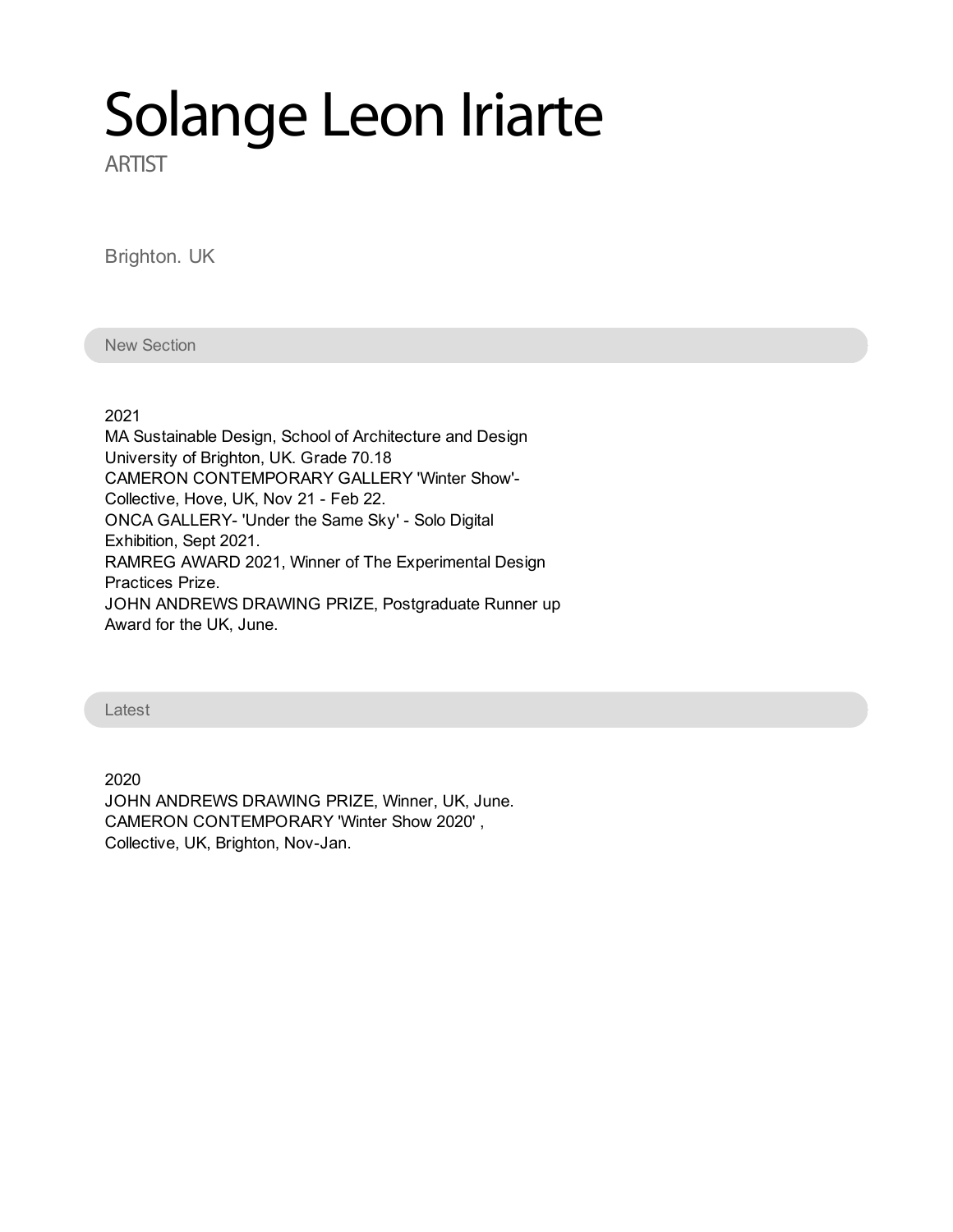# Solange Leon Iriarte

ARTIST

Brighton. UK

## New Section

2021
MA Sustainable Design, School of Architecture and Design
University of Brighton, UK. Grade 70.18
CAMERON CONTEMPORARY GALLERY 'Winter Show'-
Collective, Hove, UK, Nov 21 - Feb 22.
ONCA GALLERY- 'Under the Same Sky' - Solo Digital
Exhibition, Sept 2021.
RAMREG AWARD 2021, Winner of The Experimental Design
Practices Prize.
JOHN ANDREWS DRAWING PRIZE, Postgraduate Runner up
Award for the UK, June.

## Latest

2020
JOHN ANDREWS DRAWING PRIZE, Winner, UK, June.
CAMERON CONTEMPORARY 'Winter Show 2020' ,
Collective, UK, Brighton, Nov-Jan.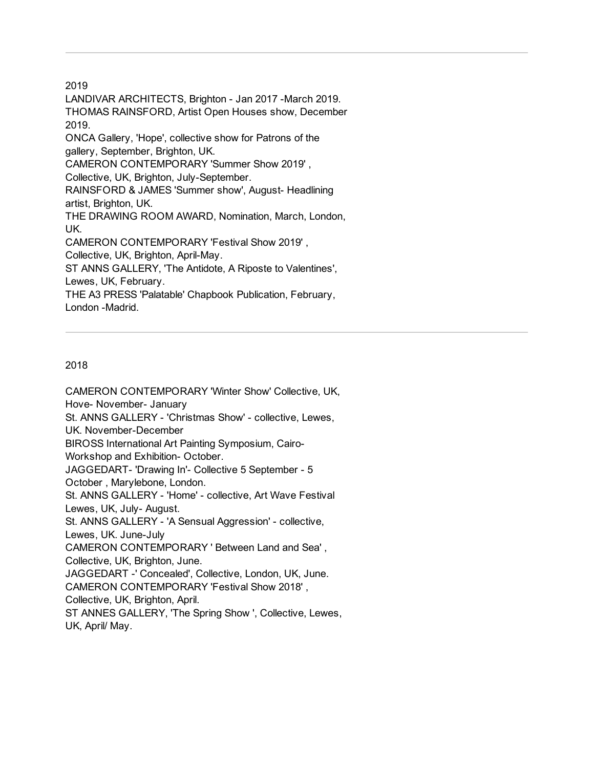---

## 2019

LANDIVAR ARCHITECTS, Brighton - Jan 2017 -March 2019.
THOMAS RAINSFORD, Artist Open Houses show, December 2019.
ONCA Gallery, 'Hope', collective show for Patrons of the gallery, September, Brighton, UK.
CAMERON CONTEMPORARY 'Summer Show 2019' , Collective, UK, Brighton, July-September.
RAINSFORD & JAMES 'Summer show', August- Headlining artist, Brighton, UK.
THE DRAWING ROOM AWARD, Nomination, March, London, UK.
CAMERON CONTEMPORARY 'Festival Show 2019' , Collective, UK, Brighton, April-May.
ST ANNS GALLERY, 'The Antidote, A Riposte to Valentines', Lewes, UK, February.
THE A3 PRESS 'Palatable' Chapbook Publication, February, London -Madrid.

---

## 2018

CAMERON CONTEMPORARY 'Winter Show' Collective, UK, Hove- November- January
St. ANNS GALLERY - 'Christmas Show' - collective, Lewes, UK. November-December
BIROSS International Art Painting Symposium, Cairo- Workshop and Exhibition- October.
JAGGEDART- 'Drawing In'- Collective 5 September - 5 October , Marylebone, London.
St. ANNS GALLERY - 'Home' - collective, Art Wave Festival Lewes, UK, July- August.
St. ANNS GALLERY - 'A Sensual Aggression' - collective, Lewes, UK. June-July
CAMERON CONTEMPORARY ' Between Land and Sea' , Collective, UK, Brighton, June.
JAGGEDART -' Concealed', Collective, London, UK, June.
CAMERON CONTEMPORARY 'Festival Show 2018' , Collective, UK, Brighton, April.
ST ANNES GALLERY, 'The Spring Show ', Collective, Lewes, UK, April/ May.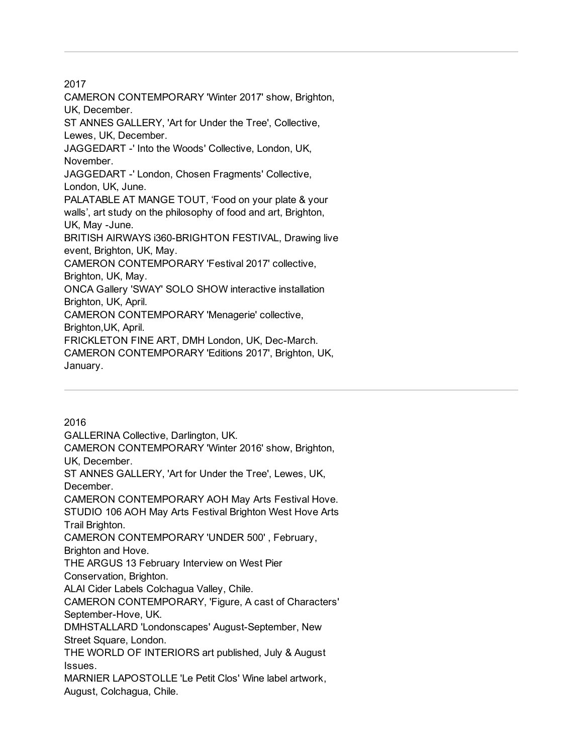---

2017

CAMERON CONTEMPORARY 'Winter 2017' show, Brighton, UK, December.
ST ANNES GALLERY, 'Art for Under the Tree', Collective, Lewes, UK, December.
JAGGEDART -' Into the Woods' Collective, London, UK, November.
JAGGEDART -' London, Chosen Fragments' Collective, London, UK, June.
PALATABLE AT MANGE TOUT, 'Food on your plate & your walls', art study on the philosophy of food and art, Brighton, UK, May -June.
BRITISH AIRWAYS i360-BRIGHTON FESTIVAL, Drawing live event, Brighton, UK, May.
CAMERON CONTEMPORARY 'Festival 2017' collective, Brighton, UK, May.
ONCA Gallery 'SWAY' SOLO SHOW interactive installation Brighton, UK, April.
CAMERON CONTEMPORARY 'Menagerie' collective, Brighton,UK, April.
FRICKLETON FINE ART, DMH London, UK, Dec-March.
CAMERON CONTEMPORARY 'Editions 2017', Brighton, UK, January.

---

2016

GALLERINA Collective, Darlington, UK.
CAMERON CONTEMPORARY 'Winter 2016' show, Brighton, UK, December.
ST ANNES GALLERY, 'Art for Under the Tree', Lewes, UK, December.
CAMERON CONTEMPORARY AOH May Arts Festival Hove.
STUDIO 106 AOH May Arts Festival Brighton West Hove Arts Trail Brighton.
CAMERON CONTEMPORARY 'UNDER 500' , February, Brighton and Hove.
THE ARGUS 13 February Interview on West Pier Conservation, Brighton.
ALAI Cider Labels Colchagua Valley, Chile.
CAMERON CONTEMPORARY, 'Figure, A cast of Characters' September-Hove, UK.
DMHSTALLARD 'Londonscapes' August-September, New Street Square, London.
THE WORLD OF INTERIORS art published, July & August Issues.
MARNIER LAPOSTOLLE 'Le Petit Clos' Wine label artwork, August, Colchagua, Chile.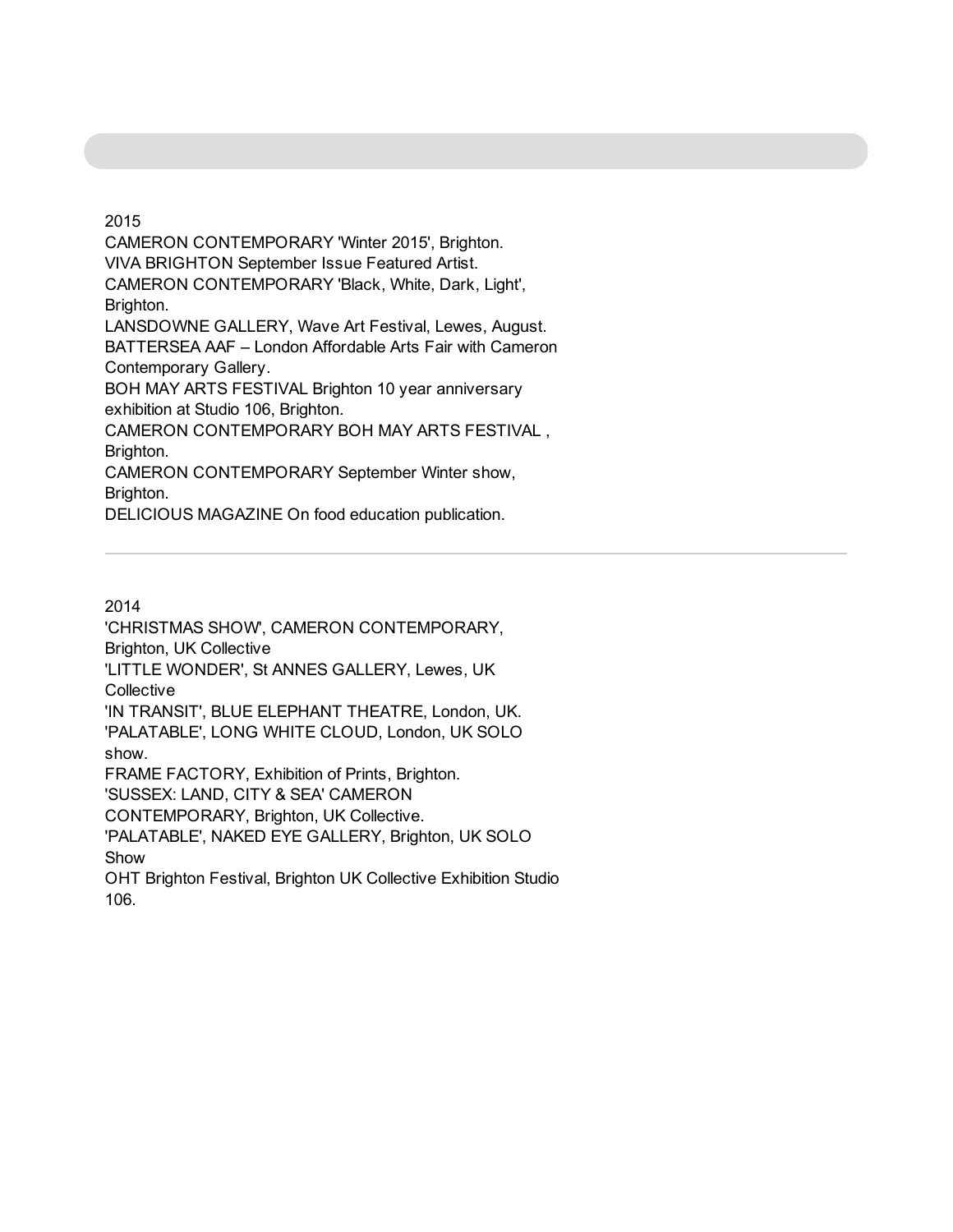## 2015

CAMERON CONTEMPORARY 'Winter 2015', Brighton.
VIVA BRIGHTON September Issue Featured Artist.
CAMERON CONTEMPORARY 'Black, White, Dark, Light', Brighton.
LANSDOWNE GALLERY, Wave Art Festival, Lewes, August.
BATTERSEA AAF – London Affordable Arts Fair with Cameron Contemporary Gallery.
BOH MAY ARTS FESTIVAL Brighton 10 year anniversary exhibition at Studio 106, Brighton.
CAMERON CONTEMPORARY BOH MAY ARTS FESTIVAL , Brighton.
CAMERON CONTEMPORARY September Winter show, Brighton.
DELICIOUS MAGAZINE On food education publication.

---

## 2014

'CHRISTMAS SHOW', CAMERON CONTEMPORARY, Brighton, UK Collective
'LITTLE WONDER', St ANNES GALLERY, Lewes, UK Collective
'IN TRANSIT', BLUE ELEPHANT THEATRE, London, UK.
'PALATABLE', LONG WHITE CLOUD, London, UK SOLO show.
FRAME FACTORY, Exhibition of Prints, Brighton.
'SUSSEX: LAND, CITY & SEA' CAMERON CONTEMPORARY, Brighton, UK Collective.
'PALATABLE', NAKED EYE GALLERY, Brighton, UK SOLO Show
OHT Brighton Festival, Brighton UK Collective Exhibition Studio 106.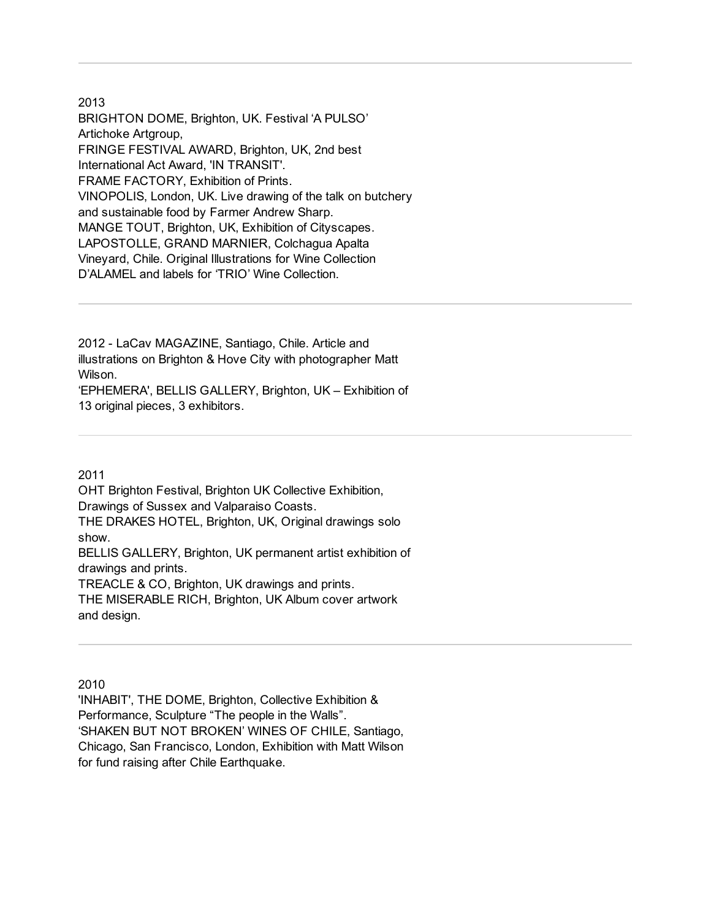---

2013
BRIGHTON DOME, Brighton, UK. Festival ‘A PULSO’ Artichoke Artgroup,
FRINGE FESTIVAL AWARD, Brighton, UK, 2nd best International Act Award, 'IN TRANSIT'.
FRAME FACTORY, Exhibition of Prints.
VINOPOLIS, London, UK. Live drawing of the talk on butchery and sustainable food by Farmer Andrew Sharp.
MANGE TOUT, Brighton, UK, Exhibition of Cityscapes.
LAPOSTOLLE, GRAND MARNIER, Colchagua Apalta Vineyard, Chile. Original Illustrations for Wine Collection D’ALAMEL and labels for ‘TRIO’ Wine Collection.

---

2012 - LaCav MAGAZINE, Santiago, Chile. Article and illustrations on Brighton & Hove City with photographer Matt Wilson.
‘EPHEMERA', BELLIS GALLERY, Brighton, UK – Exhibition of 13 original pieces, 3 exhibitors.

---

2011
OHT Brighton Festival, Brighton UK Collective Exhibition, Drawings of Sussex and Valparaiso Coasts.
THE DRAKES HOTEL, Brighton, UK, Original drawings solo show.
BELLIS GALLERY, Brighton, UK permanent artist exhibition of drawings and prints.
TREACLE & CO, Brighton, UK drawings and prints.
THE MISERABLE RICH, Brighton, UK Album cover artwork and design.

---

2010
'INHABIT', THE DOME, Brighton, Collective Exhibition & Performance, Sculpture “The people in the Walls”.
‘SHAKEN BUT NOT BROKEN’ WINES OF CHILE, Santiago, Chicago, San Francisco, London, Exhibition with Matt Wilson for fund raising after Chile Earthquake.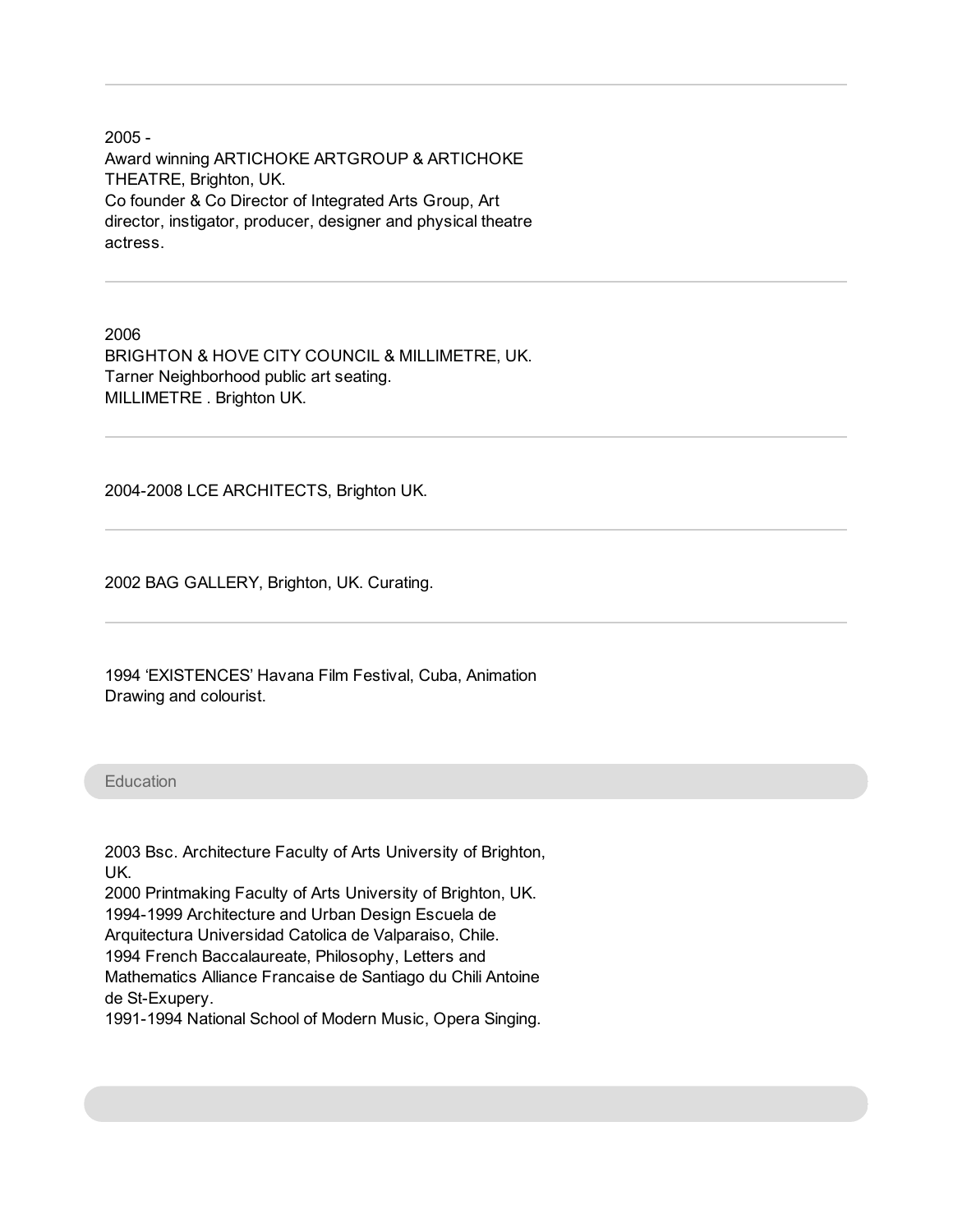2005 -
Award winning ARTICHOKE ARTGROUP & ARTICHOKE THEATRE, Brighton, UK.
Co founder & Co Director of Integrated Arts Group, Art director, instigator, producer, designer and physical theatre actress.

---

2006
BRIGHTON & HOVE CITY COUNCIL & MILLIMETRE, UK.
Tarner Neighborhood public art seating.
MILLIMETRE . Brighton UK.

---

2004-2008 LCE ARCHITECTS, Brighton UK.

---

2002 BAG GALLERY, Brighton, UK. Curating.

---

1994 'EXISTENCES' Havana Film Festival, Cuba, Animation Drawing and colourist.

## Education

2003 Bsc. Architecture Faculty of Arts University of Brighton, UK.
2000 Printmaking Faculty of Arts University of Brighton, UK.
1994-1999 Architecture and Urban Design Escuela de Arquitectura Universidad Catolica de Valparaiso, Chile.
1994 French Baccalaureate, Philosophy, Letters and Mathematics Alliance Francaise de Santiago du Chili Antoine de St-Exupery.
1991-1994 National School of Modern Music, Opera Singing.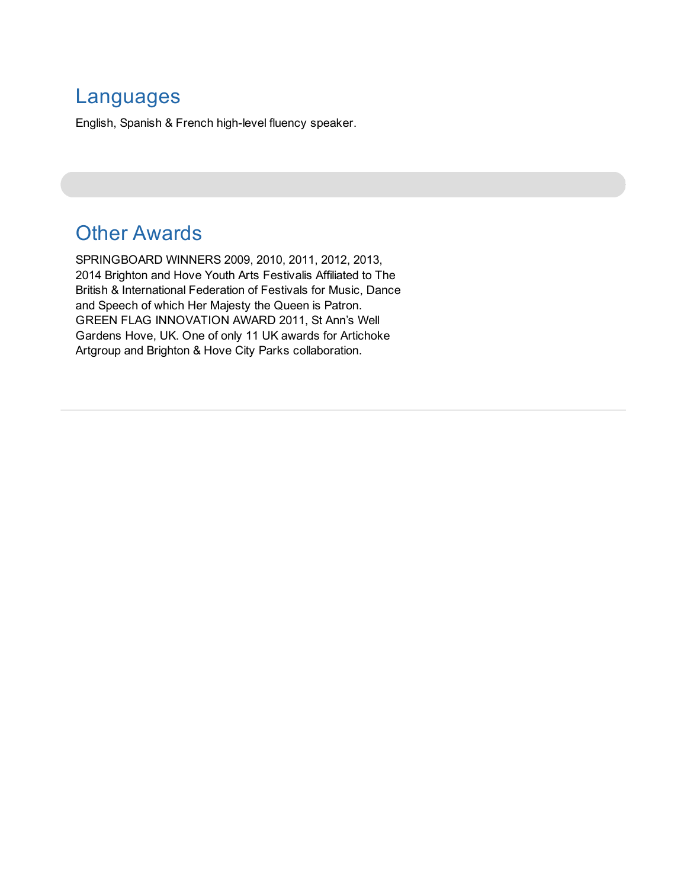## Languages

English, Spanish & French high-level fluency speaker.

## Other Awards

SPRINGBOARD WINNERS 2009, 2010, 2011, 2012, 2013, 2014 Brighton and Hove Youth Arts Festivalis Affiliated to The British & International Federation of Festivals for Music, Dance and Speech of which Her Majesty the Queen is Patron.
GREEN FLAG INNOVATION AWARD 2011, St Ann's Well Gardens Hove, UK. One of only 11 UK awards for Artichoke Artgroup and Brighton & Hove City Parks collaboration.